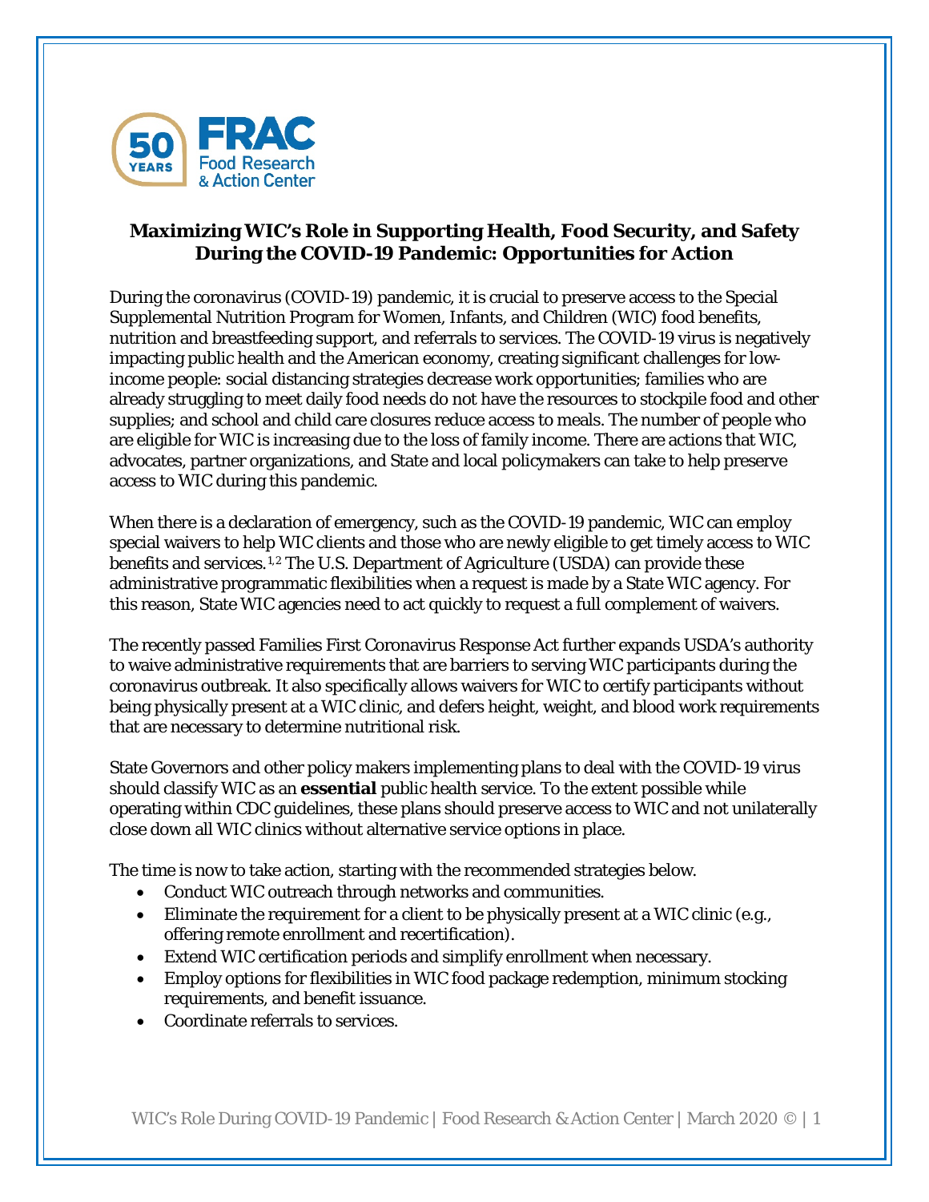# Maximizing WIC's Role in Supporting Health, Food Security, and Safety During the COVID-19 Pandemic: Opportunities for Action

During the coronavirus (COVID-19) pandemic, it is crucial to preserve access to the Special Supplemental Nutrition Program for Women, Infants, and Children (WIC) food benefits, nutrition and breastfeeding support, and referrals to services. The COVID-19 virus is negatively impacting public health and the American economy, creating significant challenges for low-income people: social distancing strategies decrease work opportunities; families who are already struggling to meet daily food needs do not have the resources to stockpile food and other supplies; and school and child care closures reduce access to meals. The number of people who are eligible for WIC is increasing due to the loss of family income. There are actions that WIC, advocates, partner organizations, and State and local policymakers can take to help preserve access to WIC during this pandemic.

When there is a declaration of emergency, such as the COVID-19 pandemic, WIC can employ special waivers to help WIC clients and those who are newly eligible to get timely access to WIC benefits and services.[1,2] The U.S. Department of Agriculture (USDA) can provide these administrative programmatic flexibilities when a request is made by a State WIC agency. For this reason, State WIC agencies need to act quickly to request a full complement of waivers.

The recently passed Families First Coronavirus Response Act further expands USDA's authority to waive administrative requirements that are barriers to serving WIC participants during the coronavirus outbreak. It also specifically allows waivers for WIC to certify participants without being physically present at a WIC clinic, and defers height, weight, and blood work requirements that are necessary to determine nutritional risk.

State Governors and other policy makers implementing plans to deal with the COVID-19 virus should classify WIC as an **essential** public health service. To the extent possible while operating within CDC guidelines, these plans should preserve access to WIC and not unilaterally close down all WIC clinics without alternative service options in place.

The time is now to take action, starting with the recommended strategies below.

- Conduct WIC outreach through networks and communities.
- Eliminate the requirement for a client to be physically present at a WIC clinic (e.g., offering remote enrollment and recertification).
- Extend WIC certification periods and simplify enrollment when necessary.
- Employ options for flexibilities in WIC food package redemption, minimum stocking requirements, and benefit issuance.
- Coordinate referrals to services.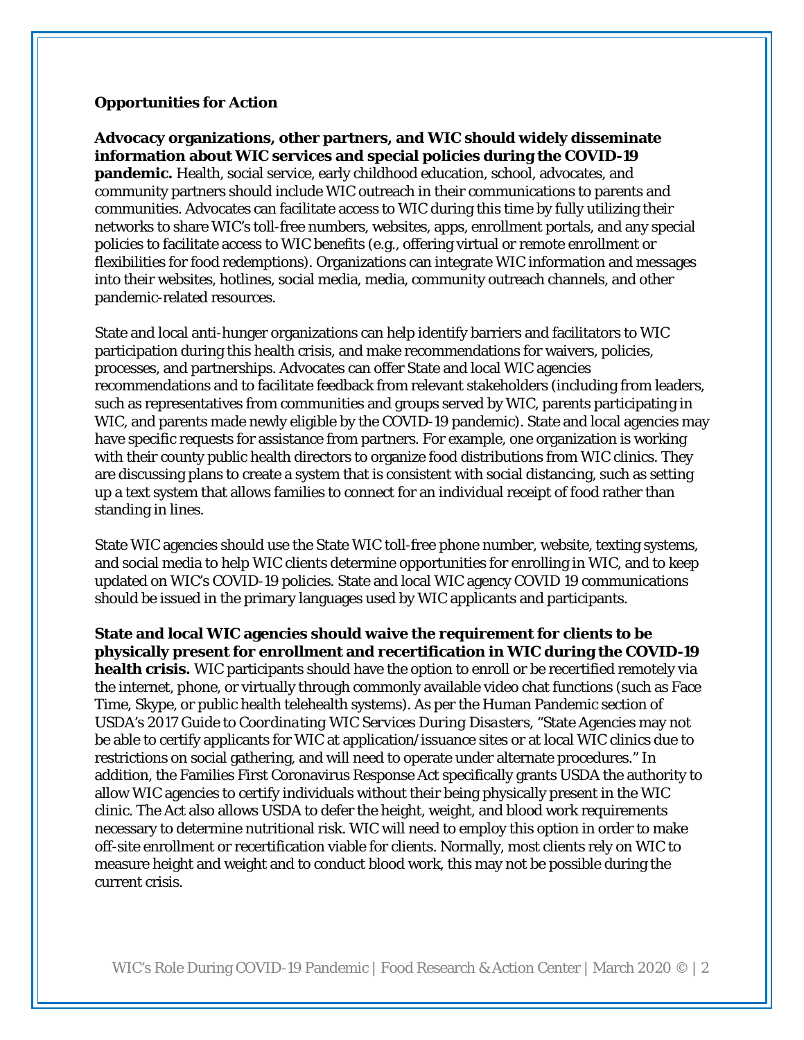**Opportunities for Action**

**Advocacy organizations, other partners, and WIC should widely disseminate information about WIC services and special policies during the COVID-19 pandemic.** Health, social service, early childhood education, school, advocates, and community partners should include WIC outreach in their communications to parents and communities. Advocates can facilitate access to WIC during this time by fully utilizing their networks to share WIC's toll-free numbers, websites, apps, enrollment portals, and any special policies to facilitate access to WIC benefits (e.g., offering virtual or remote enrollment or flexibilities for food redemptions). Organizations can integrate WIC information and messages into their websites, hotlines, social media, media, community outreach channels, and other pandemic-related resources.

State and local anti-hunger organizations can help identify barriers and facilitators to WIC participation during this health crisis, and make recommendations for waivers, policies, processes, and partnerships. Advocates can offer State and local WIC agencies recommendations and to facilitate feedback from relevant stakeholders (including from leaders, such as representatives from communities and groups served by WIC, parents participating in WIC, and parents made newly eligible by the COVID-19 pandemic). State and local agencies may have specific requests for assistance from partners. For example, one organization is working with their county public health directors to organize food distributions from WIC clinics. They are discussing plans to create a system that is consistent with social distancing, such as setting up a text system that allows families to connect for an individual receipt of food rather than standing in lines.

State WIC agencies should use the State WIC toll-free phone number, website, texting systems, and social media to help WIC clients determine opportunities for enrolling in WIC, and to keep updated on WIC's COVID-19 policies. State and local WIC agency COVID 19 communications should be issued in the primary languages used by WIC applicants and participants.

**State and local WIC agencies should waive the requirement for clients to be physically present for enrollment and recertification in WIC during the COVID-19 health crisis.** WIC participants should have the option to enroll or be recertified remotely via the internet, phone, or virtually through commonly available video chat functions (such as Face Time, Skype, or public health telehealth systems). As per the Human Pandemic section of USDA's 2017 *Guide to Coordinating WIC Services During Disasters*, "State Agencies may not be able to certify applicants for WIC at application/issuance sites or at local WIC clinics due to restrictions on social gathering, and will need to operate under alternate procedures." In addition, the Families First Coronavirus Response Act specifically grants USDA the authority to allow WIC agencies to certify individuals without their being physically present in the WIC clinic. The Act also allows USDA to defer the height, weight, and blood work requirements necessary to determine nutritional risk. WIC will need to employ this option in order to make off-site enrollment or recertification viable for clients. Normally, most clients rely on WIC to measure height and weight and to conduct blood work, this may not be possible during the current crisis.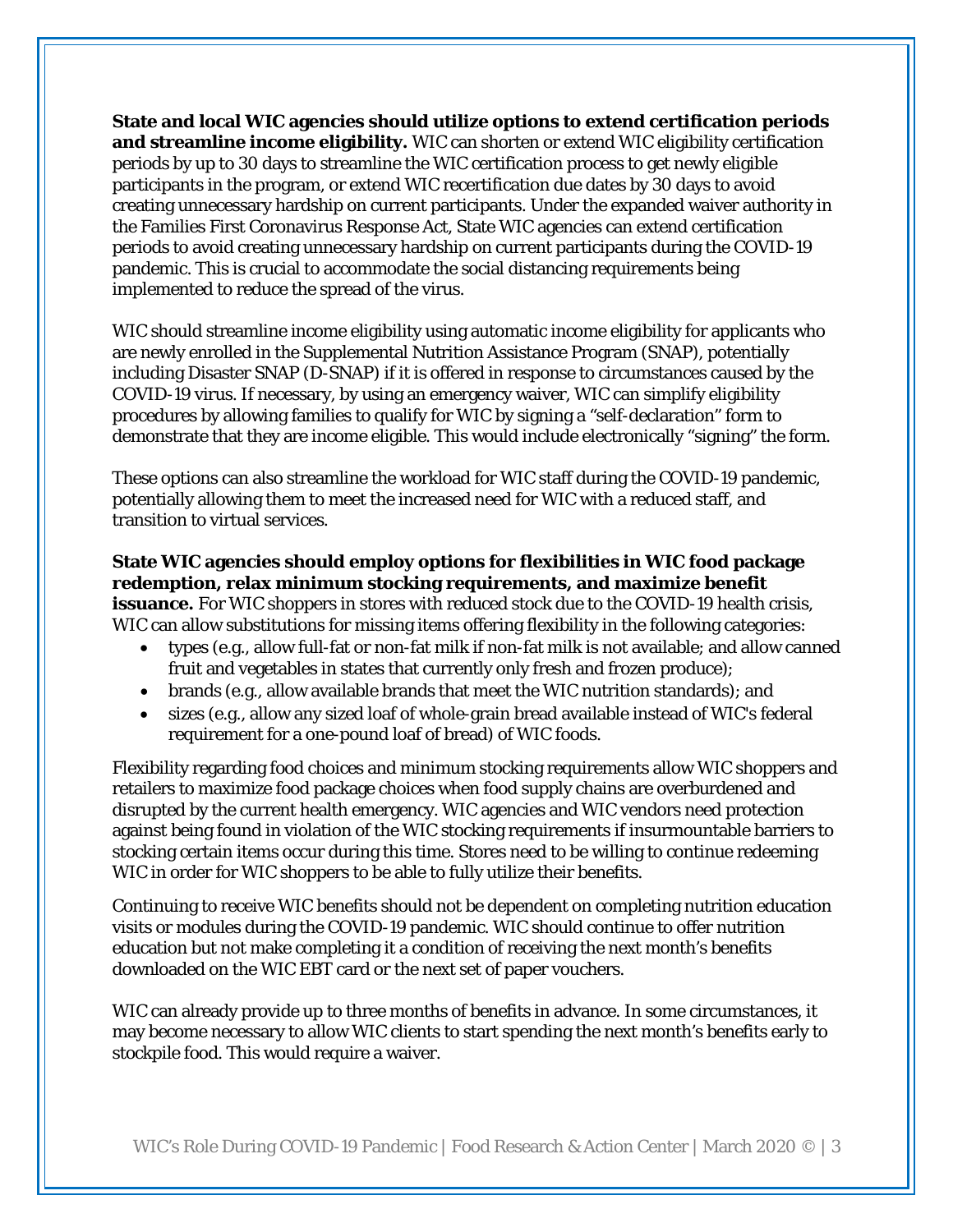**State and local WIC agencies should utilize options to extend certification periods and streamline income eligibility.** WIC can shorten or extend WIC eligibility certification periods by up to 30 days to streamline the WIC certification process to get newly eligible participants in the program, or extend WIC recertification due dates by 30 days to avoid creating unnecessary hardship on current participants. Under the expanded waiver authority in the Families First Coronavirus Response Act, State WIC agencies can extend certification periods to avoid creating unnecessary hardship on current participants during the COVID-19 pandemic. This is crucial to accommodate the social distancing requirements being implemented to reduce the spread of the virus.

WIC should streamline income eligibility using automatic income eligibility for applicants who are newly enrolled in the Supplemental Nutrition Assistance Program (SNAP), potentially including Disaster SNAP (D-SNAP) if it is offered in response to circumstances caused by the COVID-19 virus. If necessary, by using an emergency waiver, WIC can simplify eligibility procedures by allowing families to qualify for WIC by signing a "self-declaration" form to demonstrate that they are income eligible. This would include electronically "signing" the form.

These options can also streamline the workload for WIC staff during the COVID-19 pandemic, potentially allowing them to meet the increased need for WIC with a reduced staff, and transition to virtual services.

**State WIC agencies should employ options for flexibilities in WIC food package redemption, relax minimum stocking requirements, and maximize benefit issuance.** For WIC shoppers in stores with reduced stock due to the COVID-19 health crisis, WIC can allow substitutions for missing items offering flexibility in the following categories:

- types (e.g., allow full-fat or non-fat milk if non-fat milk is not available; and allow canned fruit and vegetables in states that currently only fresh and frozen produce);
- brands (e.g., allow available brands that meet the WIC nutrition standards); and
- sizes (e.g., allow any sized loaf of whole-grain bread available instead of WIC's federal requirement for a one-pound loaf of bread) of WIC foods.

Flexibility regarding food choices and minimum stocking requirements allow WIC shoppers and retailers to maximize food package choices when food supply chains are overburdened and disrupted by the current health emergency. WIC agencies and WIC vendors need protection against being found in violation of the WIC stocking requirements if insurmountable barriers to stocking certain items occur during this time. Stores need to be willing to continue redeeming WIC in order for WIC shoppers to be able to fully utilize their benefits.

Continuing to receive WIC benefits should not be dependent on completing nutrition education visits or modules during the COVID-19 pandemic. WIC should continue to offer nutrition education but not make completing it a condition of receiving the next month's benefits downloaded on the WIC EBT card or the next set of paper vouchers.

WIC can already provide up to three months of benefits in advance. In some circumstances, it may become necessary to allow WIC clients to start spending the next month's benefits early to stockpile food. This would require a waiver.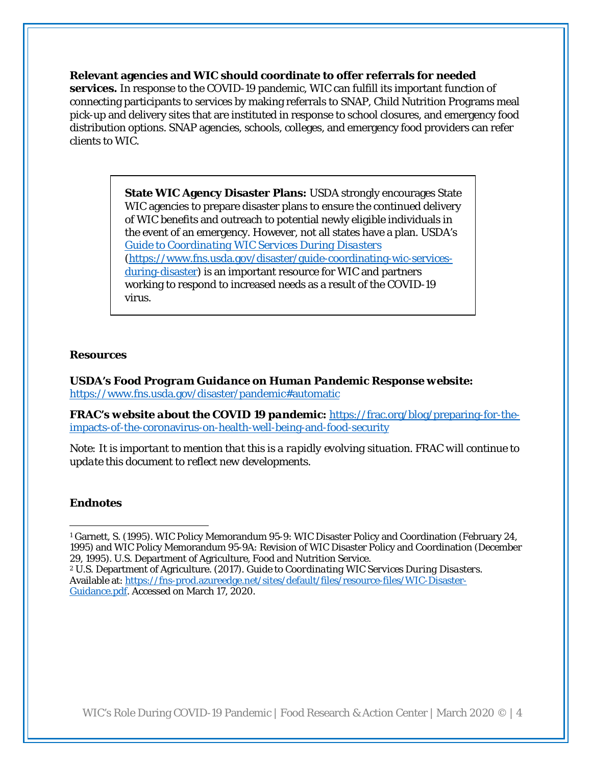**Relevant agencies and WIC should coordinate to offer referrals for needed services.** In response to the COVID-19 pandemic, WIC can fulfill its important function of connecting participants to services by making referrals to SNAP, Child Nutrition Programs meal pick-up and delivery sites that are instituted in response to school closures, and emergency food distribution options. SNAP agencies, schools, colleges, and emergency food providers can refer clients to WIC.

> **State WIC Agency Disaster Plans:** USDA strongly encourages State WIC agencies to prepare disaster plans to ensure the continued delivery of WIC benefits and outreach to potential newly eligible individuals in the event of an emergency. However, not all states have a plan. USDA's [*Guide to Coordinating WIC Services During Disasters*](https://www.fns.usda.gov/disaster/guide-coordinating-wic-services-during-disaster) (https://www.fns.usda.gov/disaster/guide-coordinating-wic-services-during-disaster) is an important resource for WIC and partners working to respond to increased needs as a result of the COVID-19 virus.

## Resources

***USDA's Food Program Guidance on Human Pandemic Response website:***
https://www.fns.usda.gov/disaster/pandemic#automatic

***FRAC's website about the COVID 19 pandemic:*** https://frac.org/blog/preparing-for-the-impacts-of-the-coronavirus-on-health-well-being-and-food-security

Note: *It is important to mention that this is a rapidly evolving situation. FRAC will continue to update this document to reflect new developments.*

## Endnotes

[1] Garnett, S. (1995). WIC Policy Memorandum 95-9: WIC Disaster Policy and Coordination (February 24, 1995) and WIC Policy Memorandum 95-9A: Revision of WIC Disaster Policy and Coordination (December 29, 1995). U.S. Department of Agriculture, Food and Nutrition Service.

[2] U.S. Department of Agriculture. (2017). *Guide to Coordinating WIC Services During Disasters*. Available at: https://fns-prod.azureedge.net/sites/default/files/resource-files/WIC-Disaster-Guidance.pdf. Accessed on March 17, 2020.